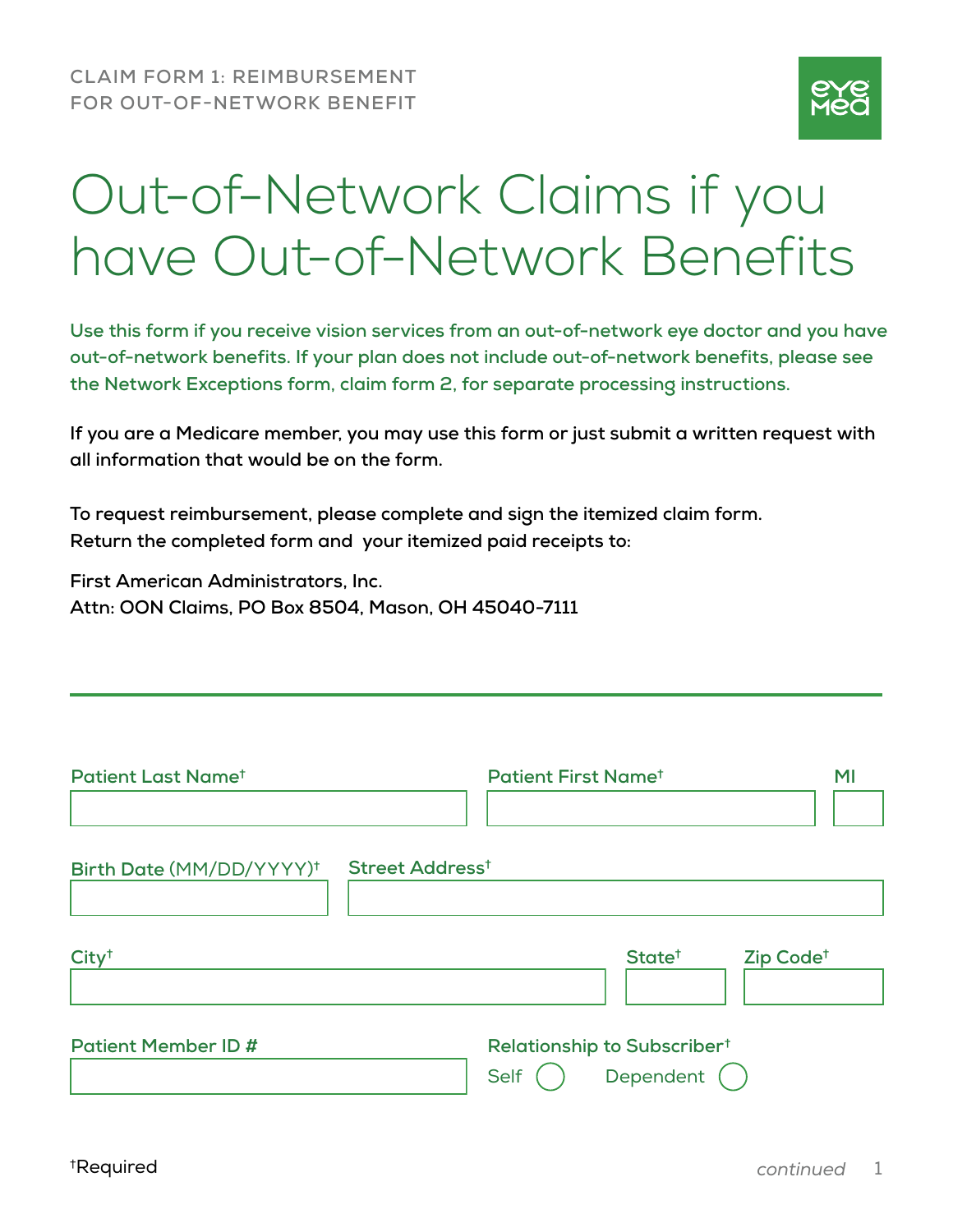CLAIM FORM 1: REIMBURSEMENT FOR OUT-OF-NETWORK BENEFIT

# Out-of-Network Claims if you have Out-of-Network Benefits

**Use this form if you receive vision services from an out-of-network eye doctor and you have out-of-network benefits. If your plan does not include out-of-network benefits, please see the Network Exceptions form, claim form 2, for separate processing instructions.**

**If you are a Medicare member, you may use this form or just submit a written request with all information that would be on the form.**

**To request reimbursement, please complete and sign the itemized claim form. Return the completed form and your itemized paid receipts to:**

**First American Administrators, Inc.**
**Attn: OON Claims, PO Box 8504, Mason, OH 45040-7111**

---

Patient Last Name† ____________________ Patient First Name† ____________________ MI ____

Birth Date (MM/DD/YYYY)† ____________________ Street Address† ____________________

City† ____________________ State† ____________________ Zip Code† ____________________

Patient Member ID # ____________________

Relationship to Subscriber†
Self ◯ Dependent ◯

†Required

*continued*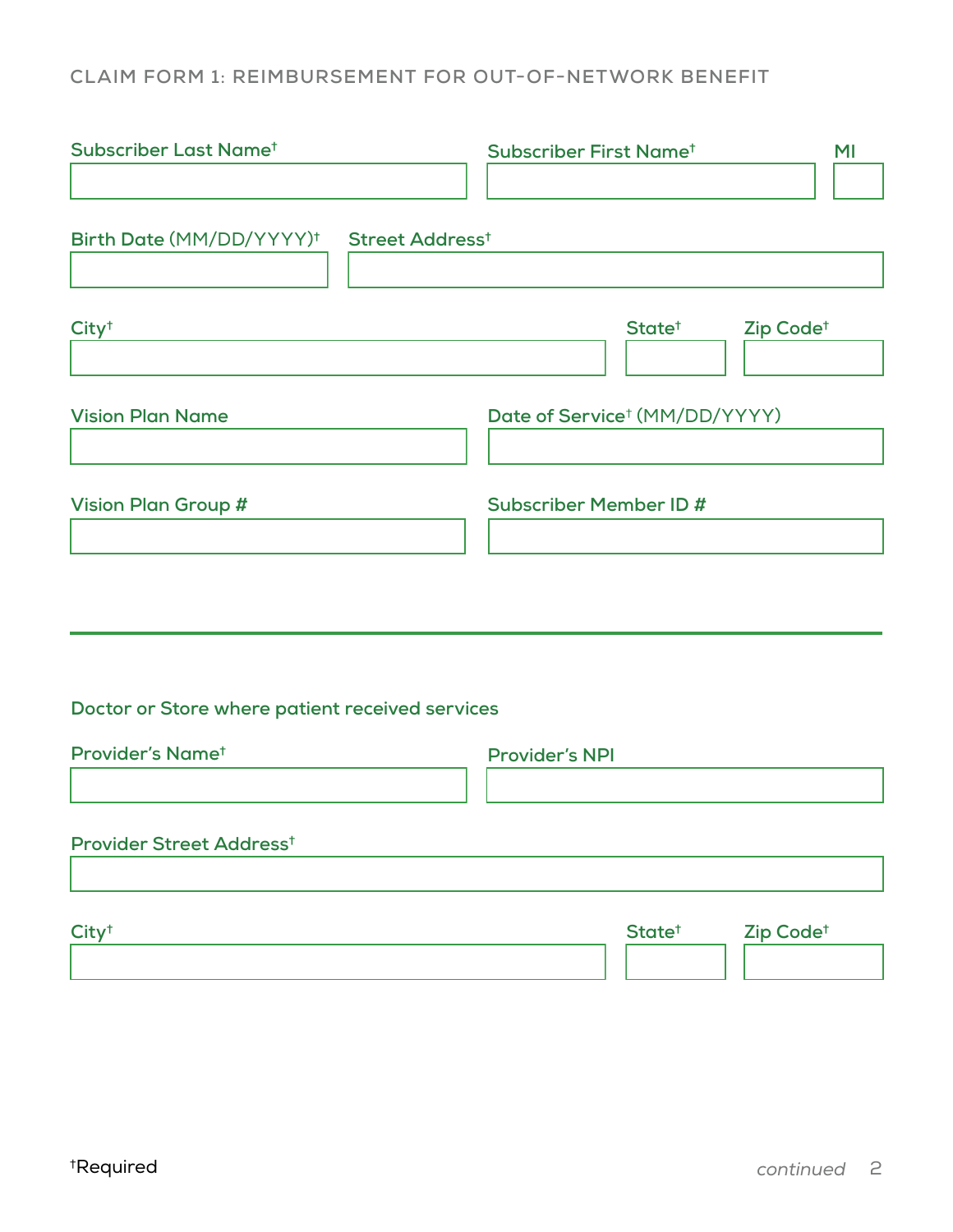# CLAIM FORM 1: REIMBURSEMENT FOR OUT-OF-NETWORK BENEFIT

Subscriber Last Name†

Subscriber First Name†

MI

Birth Date (MM/DD/YYYY)†

Street Address†

City†

State†

Zip Code†

Vision Plan Name

Date of Service† (MM/DD/YYYY)

Vision Plan Group #

Subscriber Member ID #

---

Doctor or Store where patient received services

Provider's Name†

Provider's NPI

Provider Street Address†

City†

State†

Zip Code†

†Required

*continued*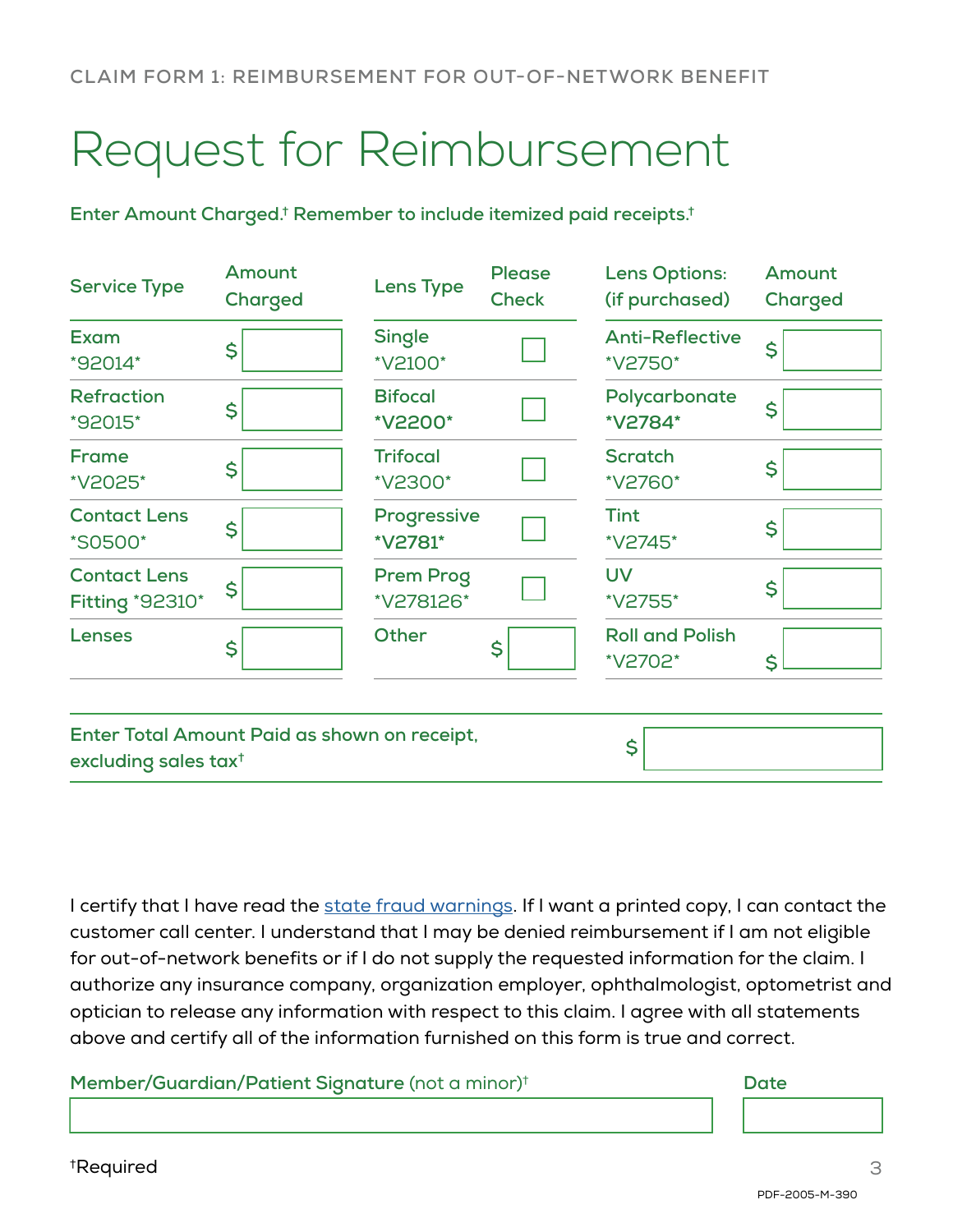CLAIM FORM 1: REIMBURSEMENT FOR OUT-OF-NETWORK BENEFIT

# Request for Reimbursement

**Enter Amount Charged.† Remember to include itemized paid receipts.†**

| Service Type | Amount Charged | Lens Type | Please Check | Lens Options: (if purchased) | Amount Charged |
|---|---|---|---|---|---|
| Exam *92014* | $ | Single *V2100* | ☐ | Anti-Reflective *V2750* | $ |
| Refraction *92015* | $ | Bifocal *V2200* | ☐ | Polycarbonate *V2784* | $ |
| Frame *V2025* | $ | Trifocal *V2300* | ☐ | Scratch *V2760* | $ |
| Contact Lens *S0500* | $ | Progressive *V2781* | ☐ | Tint *V2745* | $ |
| Contact Lens Fitting *92310* | $ | Prem Prog *V278126* | ☐ | UV *V2755* | $ |
| Lenses | $ | Other | $ | Roll and Polish *V2702* | $ |

**Enter Total Amount Paid as shown on receipt, excluding sales tax†** $

I certify that I have read the state fraud warnings. If I want a printed copy, I can contact the customer call center. I understand that I may be denied reimbursement if I am not eligible for out-of-network benefits or if I do not supply the requested information for the claim. I authorize any insurance company, organization employer, ophthalmologist, optometrist and optician to release any information with respect to this claim. I agree with all statements above and certify all of the information furnished on this form is true and correct.

**Member/Guardian/Patient Signature** (not a minor)† | **Date**

†Required

PDF-2005-M-390